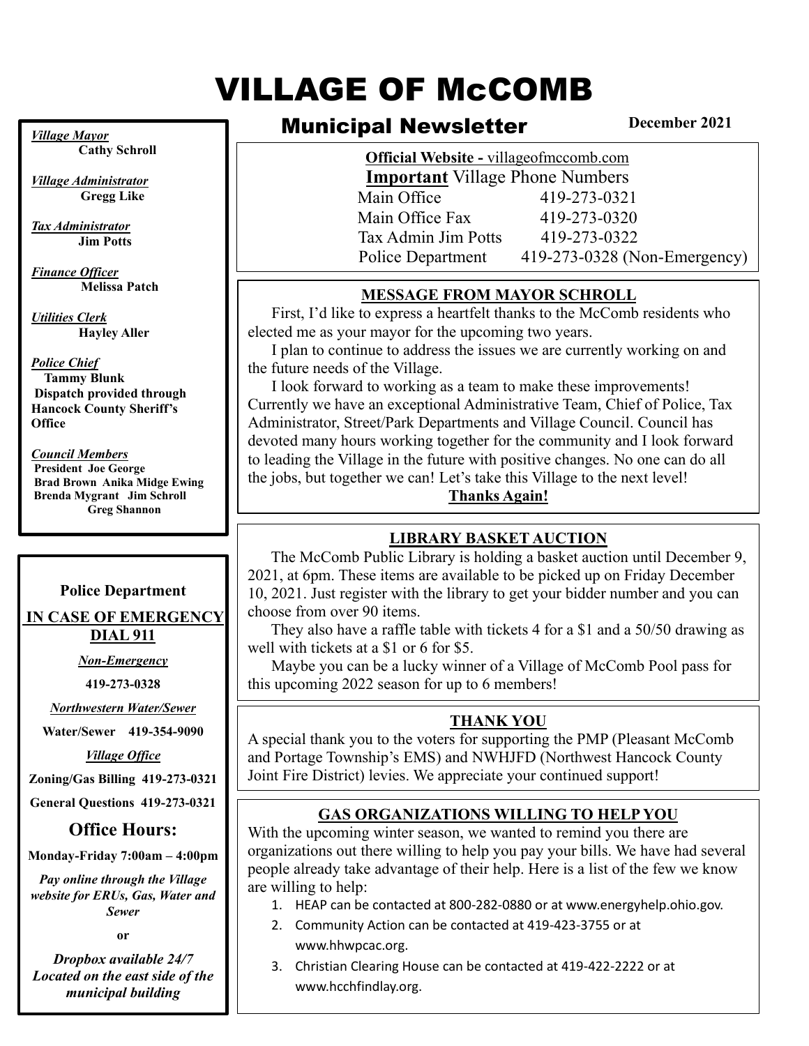# VILLAGE OF McCOMB

## Municipal Newsletter

**December 2021**

*Village Mayor*
**Cathy Schroll**

*Village Administrator*
**Gregg Like**

*Tax Administrator*
**Jim Potts**

*Finance Officer*
**Melissa Patch**

*Utilities Clerk*
**Hayley Aller**

*Police Chief*
**Tammy Blunk**
**Dispatch provided through Hancock County Sheriff's Office**

*Council Members*
**President Joe George**
**Brad Brown Anika Midge Ewing**
**Brenda Mygrant Jim Schroll**
**Greg Shannon**

**Police Department**

**IN CASE OF EMERGENCY DIAL 911**

***Non-Emergency***

**419-273-0328**

***Northwestern Water/Sewer***

**Water/Sewer 419-354-9090**

***Village Office***

**Zoning/Gas Billing 419-273-0321**

**General Questions 419-273-0321**

**Office Hours:**

**Monday-Friday 7:00am – 4:00pm**

***Pay online through the Village website for ERUs, Gas, Water and Sewer***

**or**

***Dropbox available 24/7 Located on the east side of the municipal building***

**Official Website -** villageofmccomb.com

**Important** Village Phone Numbers

| | |
|---|---|
| Main Office | 419-273-0321 |
| Main Office Fax | 419-273-0320 |
| Tax Admin Jim Potts | 419-273-0322 |
| Police Department | 419-273-0328 (Non-Emergency) |

### MESSAGE FROM MAYOR SCHROLL

First, I'd like to express a heartfelt thanks to the McComb residents who elected me as your mayor for the upcoming two years.

I plan to continue to address the issues we are currently working on and the future needs of the Village.

I look forward to working as a team to make these improvements! Currently we have an exceptional Administrative Team, Chief of Police, Tax Administrator, Street/Park Departments and Village Council. Council has devoted many hours working together for the community and I look forward to leading the Village in the future with positive changes. No one can do all the jobs, but together we can! Let's take this Village to the next level!

**Thanks Again!**

### LIBRARY BASKET AUCTION

The McComb Public Library is holding a basket auction until December 9, 2021, at 6pm. These items are available to be picked up on Friday December 10, 2021. Just register with the library to get your bidder number and you can choose from over 90 items.

They also have a raffle table with tickets 4 for a $1 and a 50/50 drawing as well with tickets at a $1 or 6 for $5.

Maybe you can be a lucky winner of a Village of McComb Pool pass for this upcoming 2022 season for up to 6 members!

### THANK YOU

A special thank you to the voters for supporting the PMP (Pleasant McComb and Portage Township's EMS) and NWHJFD (Northwest Hancock County Joint Fire District) levies. We appreciate your continued support!

### GAS ORGANIZATIONS WILLING TO HELP YOU

With the upcoming winter season, we wanted to remind you there are organizations out there willing to help you pay your bills. We have had several people already take advantage of their help. Here is a list of the few we know are willing to help:

1. HEAP can be contacted at 800-282-0880 or at www.energyhelp.ohio.gov.
2. Community Action can be contacted at 419-423-3755 or at www.hhwpcac.org.
3. Christian Clearing House can be contacted at 419-422-2222 or at www.hcchfindlay.org.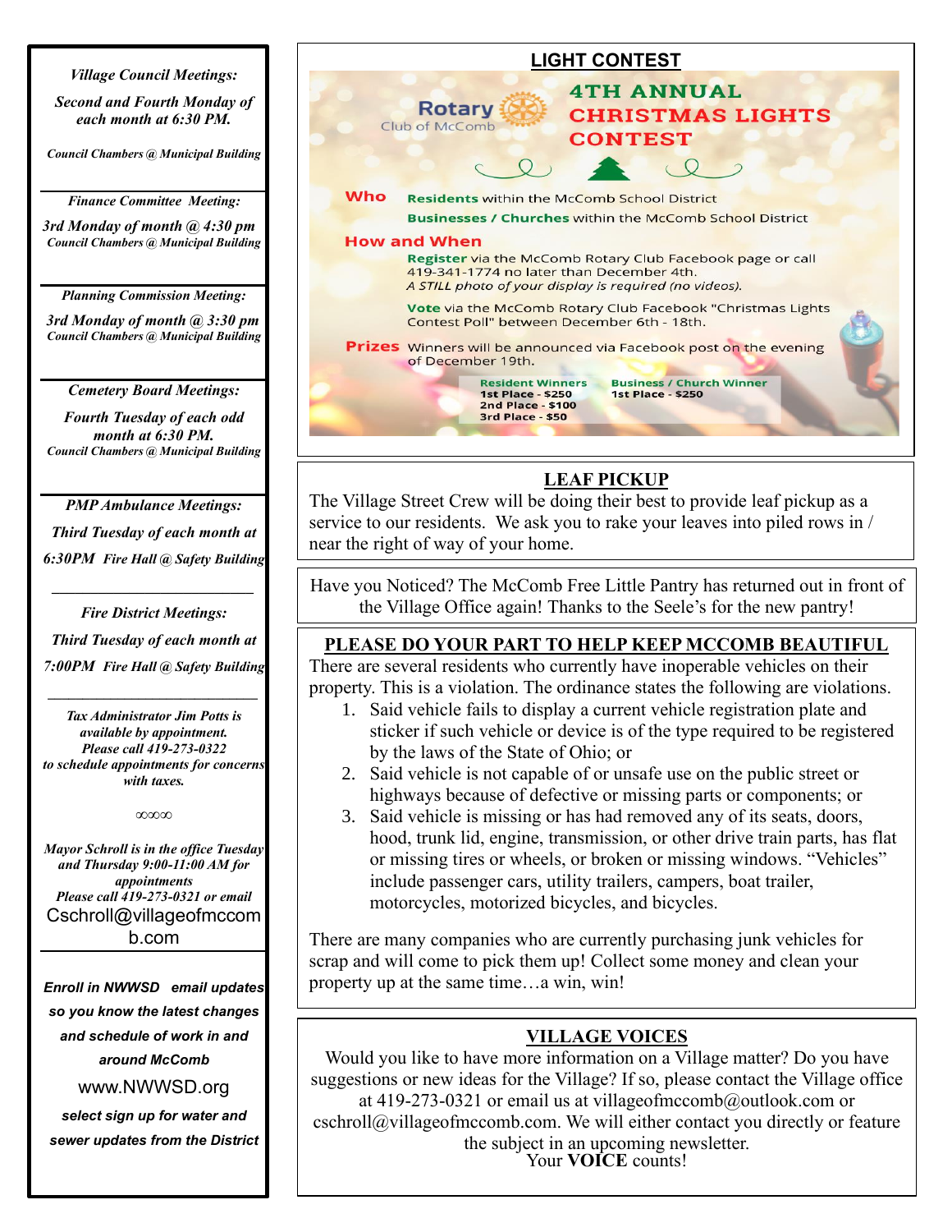*Village Council Meetings:*

***Second and Fourth Monday of each month at 6:30 PM.***

***Council Chambers @ Municipal Building***

---

*Finance Committee Meeting:*

***3rd Monday of month @ 4:30 pm***
***Council Chambers @ Municipal Building***

---

*Planning Commission Meeting:*

***3rd Monday of month @ 3:30 pm***
***Council Chambers @ Municipal Building***

---

*Cemetery Board Meetings:*

***Fourth Tuesday of each odd month at 6:30 PM.***
***Council Chambers @ Municipal Building***

---

*PMP Ambulance Meetings:*

***Third Tuesday of each month at 6:30PM Fire Hall @ Safety Building***

---

*Fire District Meetings:*

***Third Tuesday of each month at 7:00PM Fire Hall @ Safety Building***

---

***Tax Administrator Jim Potts is available by appointment. Please call 419-273-0322 to schedule appointments for concerns with taxes.***

∞∞∞

***Mayor Schroll is in the office Tuesday and Thursday 9:00-11:00 AM for appointments***
***Please call 419-273-0321 or email***
Cschroll@villageofmccomb.com

---

***Enroll in NWWSD email updates so you know the latest changes and schedule of work in and around McComb***

www.NWWSD.org

***select sign up for water and sewer updates from the District***

## LIGHT CONTEST

Rotary Club of McComb

### 4TH ANNUAL CHRISTMAS LIGHTS CONTEST

**Who** **Residents** within the McComb School District
**Businesses / Churches** within the McComb School District

**How and When**

**Register** via the McComb Rotary Club Facebook page or call 419-341-1774 no later than December 4th.
*A STILL photo of your display is required (no videos).*

**Vote** via the McComb Rotary Club Facebook "Christmas Lights Contest Poll" between December 6th - 18th.

**Prizes** Winners will be announced via Facebook post on the evening of December 19th.

**Resident Winners**
1st Place - $250
2nd Place - $100
3rd Place - $50

**Business / Church Winner**
1st Place - $250

## LEAF PICKUP

The Village Street Crew will be doing their best to provide leaf pickup as a service to our residents. We ask you to rake your leaves into piled rows in / near the right of way of your home.

---

Have you Noticed? The McComb Free Little Pantry has returned out in front of the Village Office again! Thanks to the Seele's for the new pantry!

## PLEASE DO YOUR PART TO HELP KEEP MCCOMB BEAUTIFUL

There are several residents who currently have inoperable vehicles on their property. This is a violation. The ordinance states the following are violations.

1. Said vehicle fails to display a current vehicle registration plate and sticker if such vehicle or device is of the type required to be registered by the laws of the State of Ohio; or
2. Said vehicle is not capable of or unsafe use on the public street or highways because of defective or missing parts or components; or
3. Said vehicle is missing or has had removed any of its seats, doors, hood, trunk lid, engine, transmission, or other drive train parts, has flat or missing tires or wheels, or broken or missing windows. "Vehicles" include passenger cars, utility trailers, campers, boat trailer, motorcycles, motorized bicycles, and bicycles.

There are many companies who are currently purchasing junk vehicles for scrap and will come to pick them up! Collect some money and clean your property up at the same time…a win, win!

## VILLAGE VOICES

Would you like to have more information on a Village matter? Do you have suggestions or new ideas for the Village? If so, please contact the Village office at 419-273-0321 or email us at villageofmccomb@outlook.com or cschroll@villageofmccomb.com. We will either contact you directly or feature the subject in an upcoming newsletter.
Your **VOICE** counts!